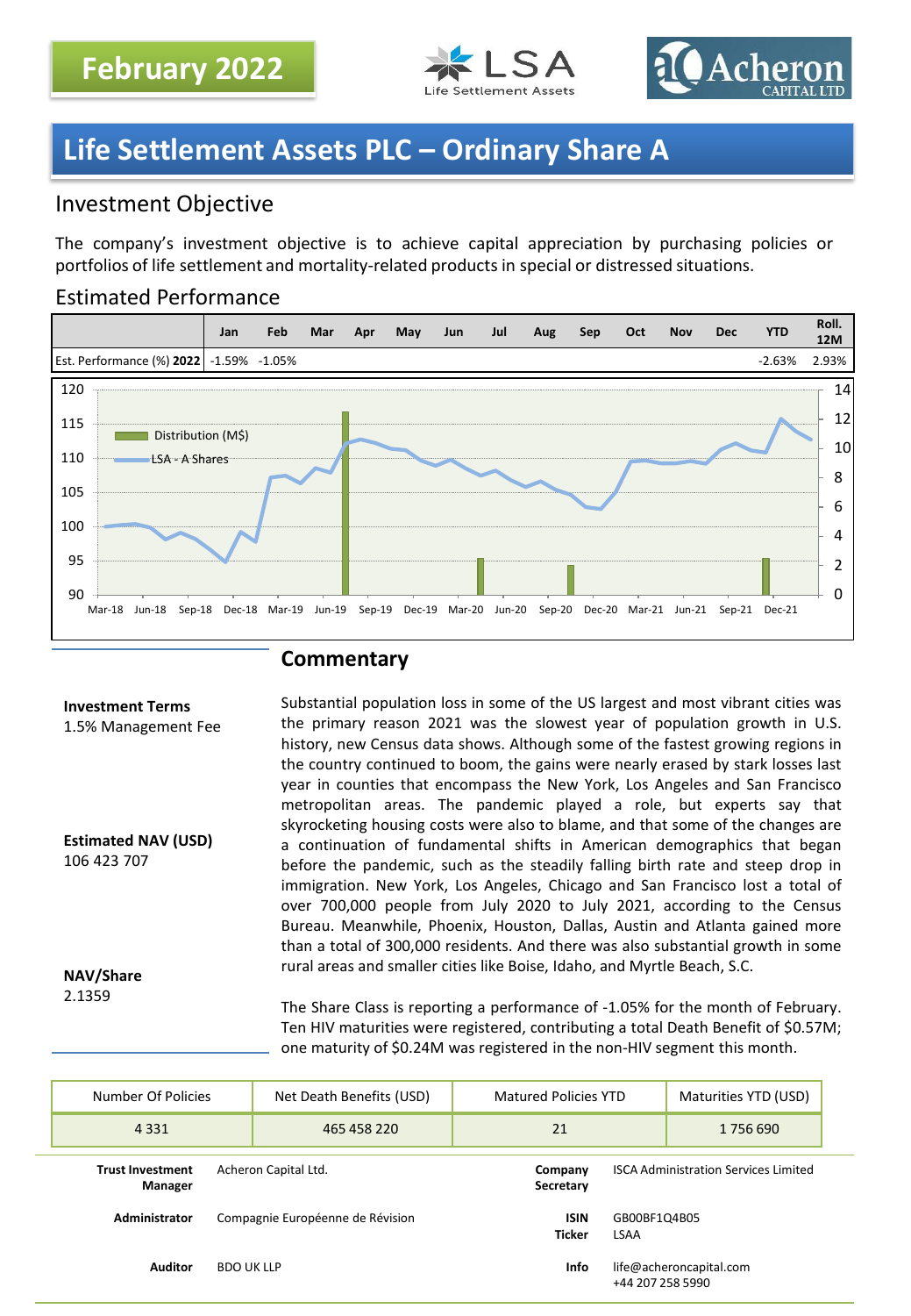February 2022

LSA Life Settlement Assets

Acheron CAPITAL LTD

# Life Settlement Assets PLC – Ordinary Share A

## Investment Objective

The company's investment objective is to achieve capital appreciation by purchasing policies or portfolios of life settlement and mortality-related products in special or distressed situations.

## Estimated Performance

| | Jan | Feb | Mar | Apr | May | Jun | Jul | Aug | Sep | Oct | Nov | Dec | YTD | Roll. 12M |
|---|---|---|---|---|---|---|---|---|---|---|---|---|---|---|
| Est. Performance (%) **2022** | -1.59% | -1.05% | | | | | | | | | | | -2.63% | 2.93% |

## Commentary

**Investment Terms**
1.5% Management Fee

**Estimated NAV (USD)**
106 423 707

**NAV/Share**
2.1359

Substantial population loss in some of the US largest and most vibrant cities was the primary reason 2021 was the slowest year of population growth in U.S. history, new Census data shows. Although some of the fastest growing regions in the country continued to boom, the gains were nearly erased by stark losses last year in counties that encompass the New York, Los Angeles and San Francisco metropolitan areas. The pandemic played a role, but experts say that skyrocketing housing costs were also to blame, and that some of the changes are a continuation of fundamental shifts in American demographics that began before the pandemic, such as the steadily falling birth rate and steep drop in immigration. New York, Los Angeles, Chicago and San Francisco lost a total of over 700,000 people from July 2020 to July 2021, according to the Census Bureau. Meanwhile, Phoenix, Houston, Dallas, Austin and Atlanta gained more than a total of 300,000 residents. And there was also substantial growth in some rural areas and smaller cities like Boise, Idaho, and Myrtle Beach, S.C.

The Share Class is reporting a performance of -1.05% for the month of February. Ten HIV maturities were registered, contributing a total Death Benefit of $0.57M; one maturity of $0.24M was registered in the non-HIV segment this month.

| Number Of Policies | Net Death Benefits (USD) | Matured Policies YTD | Maturities YTD (USD) |
|---|---|---|---|
| 4 331 | 465 458 220 | 21 | 1 756 690 |

| | | | |
|---|---|---|---|
| **Trust Investment Manager** | Acheron Capital Ltd. | **Company Secretary** | ISCA Administration Services Limited |
| **Administrator** | Compagnie Européenne de Révision | **ISIN** **Ticker** | GB00BF1Q4B05 LSAA |
| **Auditor** | BDO UK LLP | **Info** | life@acheroncapital.com +44 207 258 5990 |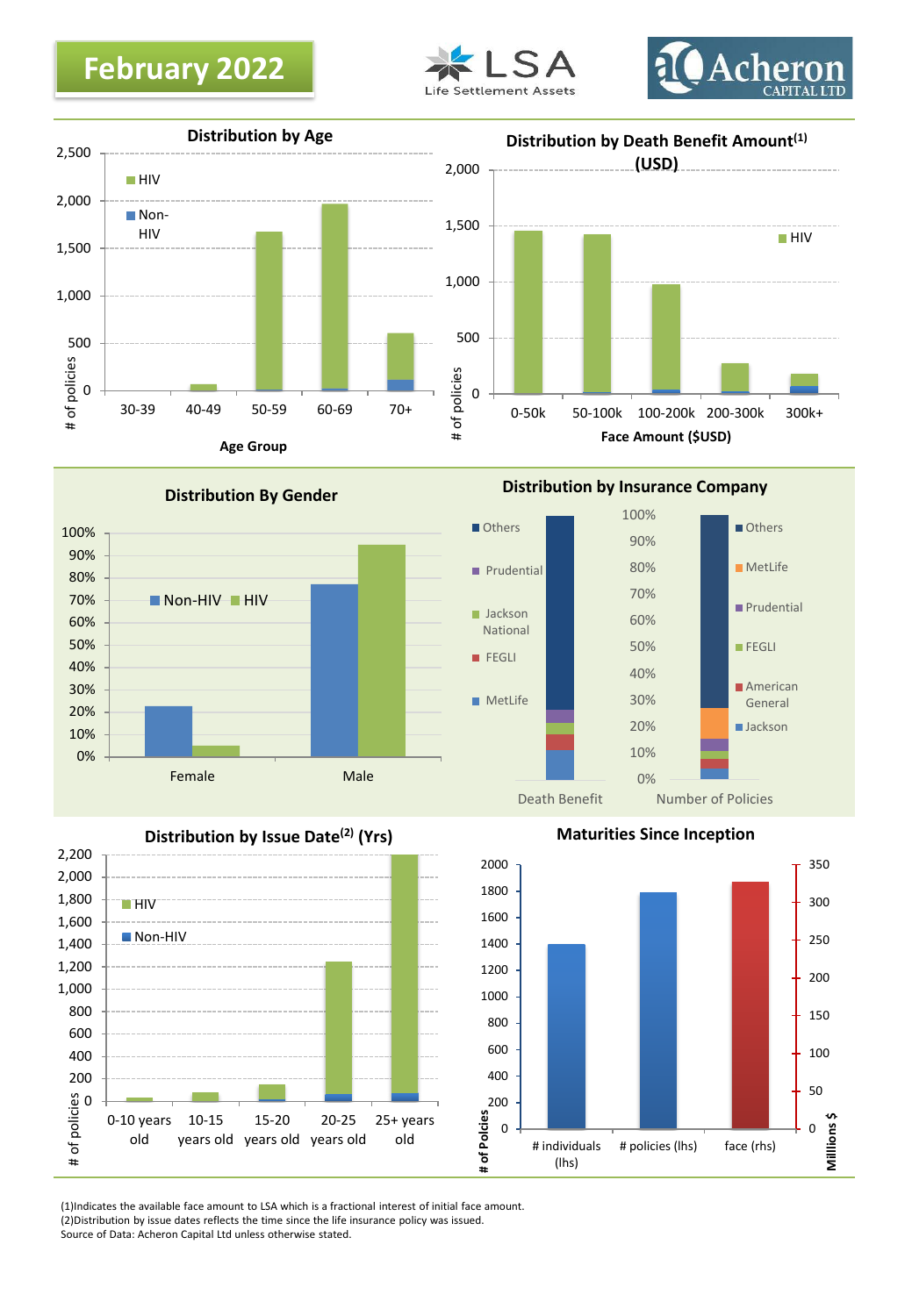# February 2022

LSA Life Settlement Assets

Acheron CAPITAL LTD

## Distribution by Age

| Age Group | HIV | Non-HIV |
|---|---|---|
| 30-39 | | |
| 40-49 | | |
| 50-59 | | |
| 60-69 | | |
| 70+ | | |

\# of policies / Age Group

## Distribution by Death Benefit Amount(1) (USD)

Face Amount ($USD): 0-50k, 50-100k, 100-200k, 200-300k, 300k+

\# of policies — HIV

## Distribution By Gender

Female, Male — Non-HIV, HIV

## Distribution by Insurance Company

Death Benefit: Others, Prudential, Jackson National, FEGLI, MetLife

Number of Policies: Others, MetLife, Prudential, FEGLI, American General, Jackson

## Distribution by Issue Date(2) (Yrs)

0-10 years old, 10-15 years old, 15-20 years old, 20-25 years old, 25+ years old — HIV, Non-HIV

\# of policies

## Maturities Since Inception

\# individuals (lhs), # policies (lhs), face (rhs)

\# of Policies / Millions $

(1)Indicates the available face amount to LSA which is a fractional interest of initial face amount.
(2)Distribution by issue dates reflects the time since the life insurance policy was issued.
Source of Data: Acheron Capital Ltd unless otherwise stated.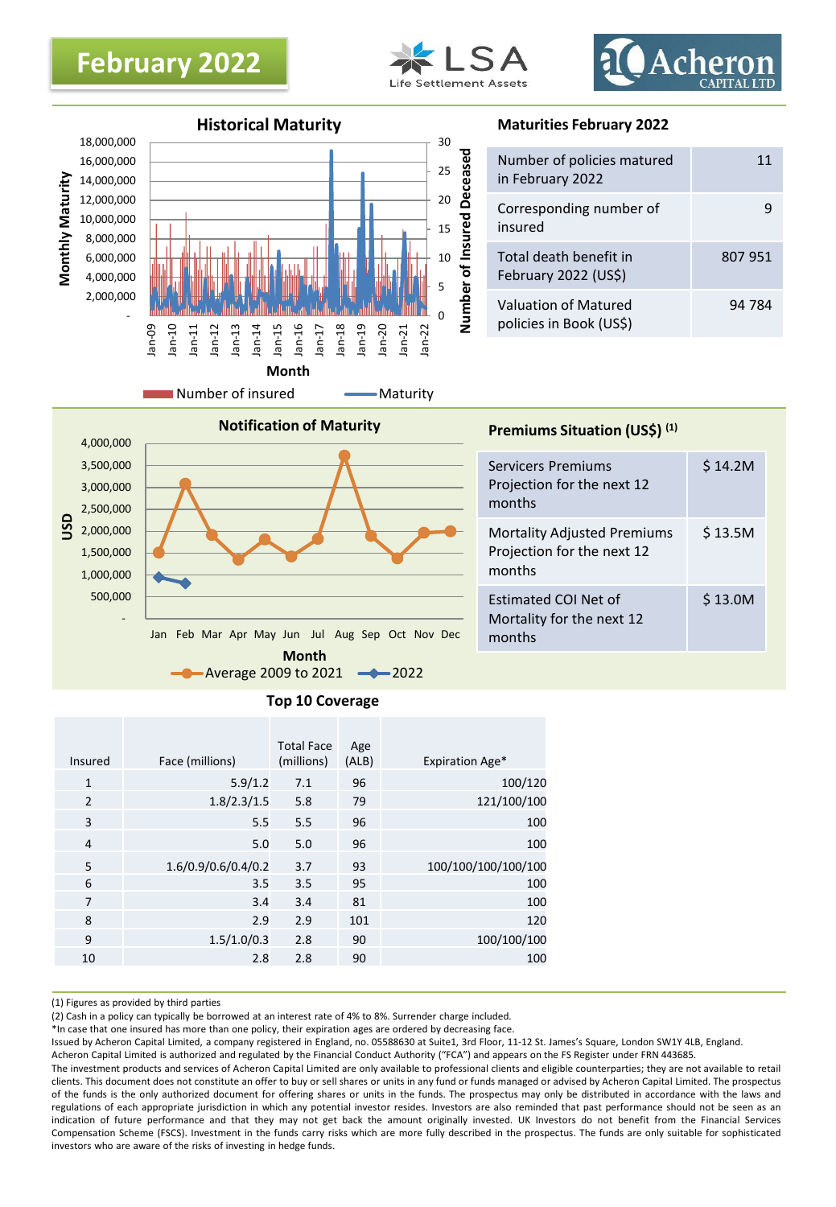# February 2022

LSA Life Settlement Assets

Acheron CAPITAL LTD

## Historical Maturity

Monthly Maturity

18,000,000
16,000,000
14,000,000
12,000,000
10,000,000
8,000,000
6,000,000
4,000,000
2,000,000
-

Number of Insured Deceased

30
25
20
15
10
5
0

Jan-09 Jan-10 Jan-11 Jan-12 Jan-13 Jan-14 Jan-15 Jan-16 Jan-17 Jan-18 Jan-19 Jan-20 Jan-21 Jan-22

Month

Number of insured — Maturity

## Maturities February 2022

| | |
|---|---|
| Number of policies matured in February 2022 | 11 |
| Corresponding number of insured | 9 |
| Total death benefit in February 2022 (US$) | 807 951 |
| Valuation of Matured policies in Book (US$) | 94 784 |

## Notification of Maturity

USD

4,000,000
3,500,000
3,000,000
2,500,000
2,000,000
1,500,000
1,000,000
500,000
-

Jan Feb Mar Apr May Jun Jul Aug Sep Oct Nov Dec

Month

Average 2009 to 2021 — 2022

## Premiums Situation (US$) (1)

| | |
|---|---|
| Servicers Premiums Projection for the next 12 months | $ 14.2M |
| Mortality Adjusted Premiums Projection for the next 12 months | $ 13.5M |
| Estimated COI Net of Mortality for the next 12 months | $ 13.0M |

## Top 10 Coverage

| Insured | Face (millions) | Total Face (millions) | Age (ALB) | Expiration Age* |
|---|---|---|---|---|
| 1 | 5.9/1.2 | 7.1 | 96 | 100/120 |
| 2 | 1.8/2.3/1.5 | 5.8 | 79 | 121/100/100 |
| 3 | 5.5 | 5.5 | 96 | 100 |
| 4 | 5.0 | 5.0 | 96 | 100 |
| 5 | 1.6/0.9/0.6/0.4/0.2 | 3.7 | 93 | 100/100/100/100/100 |
| 6 | 3.5 | 3.5 | 95 | 100 |
| 7 | 3.4 | 3.4 | 81 | 100 |
| 8 | 2.9 | 2.9 | 101 | 120 |
| 9 | 1.5/1.0/0.3 | 2.8 | 90 | 100/100/100 |
| 10 | 2.8 | 2.8 | 90 | 100 |

(1) Figures as provided by third parties

(2) Cash in a policy can typically be borrowed at an interest rate of 4% to 8%. Surrender charge included.

*In case that one insured has more than one policy, their expiration ages are ordered by decreasing face.

Issued by Acheron Capital Limited, a company registered in England, no. 05588630 at Suite1, 3rd Floor, 11-12 St. James's Square, London SW1Y 4LB, England.

Acheron Capital Limited is authorized and regulated by the Financial Conduct Authority ("FCA") and appears on the FS Register under FRN 443685.

The investment products and services of Acheron Capital Limited are only available to professional clients and eligible counterparties; they are not available to retail clients. This document does not constitute an offer to buy or sell shares or units in any fund or funds managed or advised by Acheron Capital Limited. The prospectus of the funds is the only authorized document for offering shares or units in the funds. The prospectus may only be distributed in accordance with the laws and regulations of each appropriate jurisdiction in which any potential investor resides. Investors are also reminded that past performance should not be seen as an indication of future performance and that they may not get back the amount originally invested. UK Investors do not benefit from the Financial Services Compensation Scheme (FSCS). Investment in the funds carry risks which are more fully described in the prospectus. The funds are only suitable for sophisticated investors who are aware of the risks of investing in hedge funds.